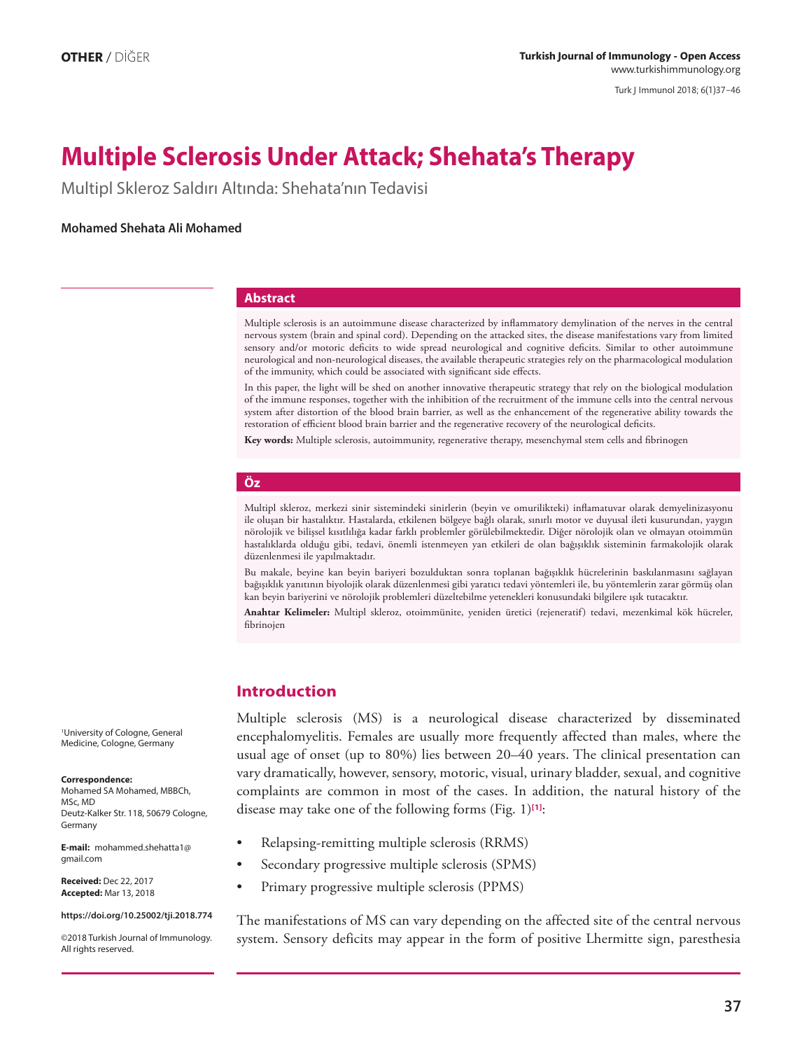OTHER / DİĞER

# Multiple Sclerosis Under Attack; Shehata's Therapy

Multipl Skleroz Saldırı Altında: Shehata'nın Tedavisi

**Mohamed Shehata Ali Mohamed**

[1]University of Cologne, General Medicine, Cologne, Germany

**Correspondence:**
Mohamed SA Mohamed, MBBCh, MSc, MD
Deutz-Kalker Str. 118, 50679 Cologne, Germany

**E-mail:** mohammed.shehatta1@gmail.com

**Received:** Dec 22, 2017
**Accepted:** Mar 13, 2018

**https://doi.org/10.25002/tji.2018.774**

©2018 Turkish Journal of Immunology. All rights reserved.

## Abstract

Multiple sclerosis is an autoimmune disease characterized by inflammatory demylination of the nerves in the central nervous system (brain and spinal cord). Depending on the attacked sites, the disease manifestations vary from limited sensory and/or motoric deficits to wide spread neurological and cognitive deficits. Similar to other autoimmune neurological and non-neurological diseases, the available therapeutic strategies rely on the pharmacological modulation of the immunity, which could be associated with significant side effects.

In this paper, the light will be shed on another innovative therapeutic strategy that rely on the biological modulation of the immune responses, together with the inhibition of the recruitment of the immune cells into the central nervous system after distortion of the blood brain barrier, as well as the enhancement of the regenerative ability towards the restoration of efficient blood brain barrier and the regenerative recovery of the neurological deficits.

**Key words:** Multiple sclerosis, autoimmunity, regenerative therapy, mesenchymal stem cells and fibrinogen

## Öz

Multipl skleroz, merkezi sinir sistemindeki sinirlerin (beyin ve omurilikteki) inflamatuvar olarak demyelinizasyonu ile oluşan bir hastalıktır. Hastalarda, etkilenen bölgeye bağlı olarak, sınırlı motor ve duyusal ileti kusurundan, yaygın nörolojik ve bilişsel kısıtlılığa kadar farklı problemler görülebilmektedir. Diğer nörolojik olan ve olmayan otoimmün hastalıklarda olduğu gibi, tedavi, önemli istenmeyen yan etkileri de olan bağışıklık sisteminin farmakolojik olarak düzenlenmesi ile yapılmaktadır.

Bu makale, beyine kan beyin bariyeri bozulduktan sonra toplanan bağışıklık hücrelerinin baskılanmasını sağlayan bağışıklık yanıtının biyolojik olarak düzenlenmesi gibi yaratıcı tedavi yöntemleri ile, bu yöntemlerin zarar görmüş olan kan beyin bariyerini ve nörolojik problemleri düzeltebilme yetenekleri konusundaki bilgilere ışık tutacaktır.

**Anahtar Kelimeler:** Multipl skleroz, otoimmünite, yeniden üretici (rejeneratif) tedavi, mezenkimal kök hücreler, fibrinojen

## Introduction

Multiple sclerosis (MS) is a neurological disease characterized by disseminated encephalomyelitis. Females are usually more frequently affected than males, where the usual age of onset (up to 80%) lies between 20–40 years. The clinical presentation can vary dramatically, however, sensory, motoric, visual, urinary bladder, sexual, and cognitive complaints are common in most of the cases. In addition, the natural history of the disease may take one of the following forms (Fig. 1)[1]:

- Relapsing-remitting multiple sclerosis (RRMS)
- Secondary progressive multiple sclerosis (SPMS)
- Primary progressive multiple sclerosis (PPMS)

The manifestations of MS can vary depending on the affected site of the central nervous system. Sensory deficits may appear in the form of positive Lhermitte sign, paresthesia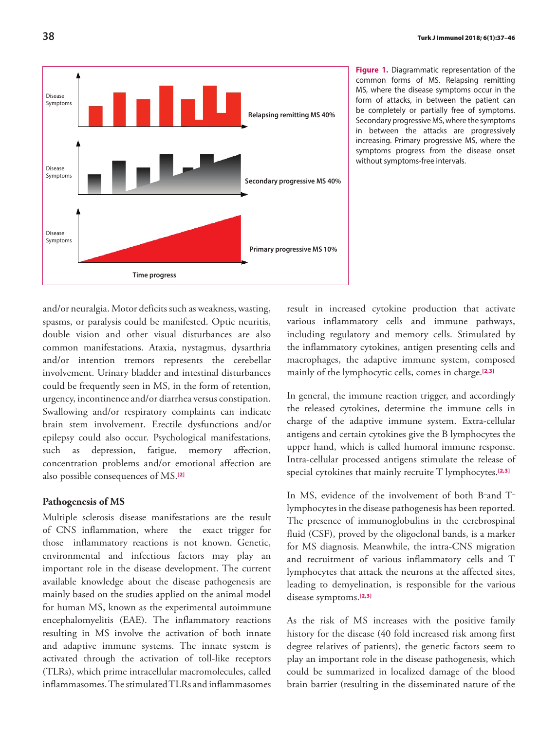Figure 1. Diagrammatic representation of the common forms of MS. Relapsing remitting MS, where the disease symptoms occur in the form of attacks, in between the patient can be completely or partially free of symptoms. Secondary progressive MS, where the symptoms in between the attacks are progressively increasing. Primary progressive MS, where the symptoms progress from the disease onset without symptoms-free intervals.

and/or neuralgia. Motor deficits such as weakness, wasting, spasms, or paralysis could be manifested. Optic neuritis, double vision and other visual disturbances are also common manifestations. Ataxia, nystagmus, dysarthria and/or intention tremors represents the cerebellar involvement. Urinary bladder and intestinal disturbances could be frequently seen in MS, in the form of retention, urgency, incontinence and/or diarrhea versus constipation. Swallowing and/or respiratory complaints can indicate brain stem involvement. Erectile dysfunctions and/or epilepsy could also occur. Psychological manifestations, such as depression, fatigue, memory affection, concentration problems and/or emotional affection are also possible consequences of MS.[2]

## Pathogenesis of MS

Multiple sclerosis disease manifestations are the result of CNS inflammation, where the exact trigger for those inflammatory reactions is not known. Genetic, environmental and infectious factors may play an important role in the disease development. The current available knowledge about the disease pathogenesis are mainly based on the studies applied on the animal model for human MS, known as the experimental autoimmune encephalomyelitis (EAE). The inflammatory reactions resulting in MS involve the activation of both innate and adaptive immune systems. The innate system is activated through the activation of toll-like receptors (TLRs), which prime intracellular macromolecules, called inflammasomes. The stimulated TLRs and inflammasomes result in increased cytokine production that activate various inflammatory cells and immune pathways, including regulatory and memory cells. Stimulated by the inflammatory cytokines, antigen presenting cells and macrophages, the adaptive immune system, composed mainly of the lymphocytic cells, comes in charge.[2,3]

In general, the immune reaction trigger, and accordingly the released cytokines, determine the immune cells in charge of the adaptive immune system. Extra-cellular antigens and certain cytokines give the B lymphocytes the upper hand, which is called humoral immune response. Intra-cellular processed antigens stimulate the release of special cytokines that mainly recruite T lymphocytes.[2,3]

In MS, evidence of the involvement of both B-and T-lymphocytes in the disease pathogenesis has been reported. The presence of immunoglobulins in the cerebrospinal fluid (CSF), proved by the oligoclonal bands, is a marker for MS diagnosis. Meanwhile, the intra-CNS migration and recruitment of various inflammatory cells and T lymphocytes that attack the neurons at the affected sites, leading to demyelination, is responsible for the various disease symptoms.[2,3]

As the risk of MS increases with the positive family history for the disease (40 fold increased risk among first degree relatives of patients), the genetic factors seem to play an important role in the disease pathogenesis, which could be summarized in localized damage of the blood brain barrier (resulting in the disseminated nature of the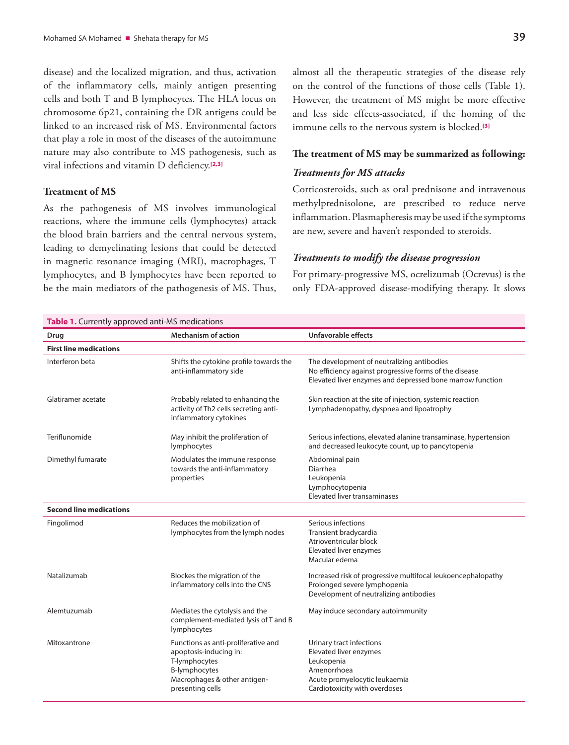disease) and the localized migration, and thus, activation of the inflammatory cells, mainly antigen presenting cells and both T and B lymphocytes. The HLA locus on chromosome 6p21, containing the DR antigens could be linked to an increased risk of MS. Environmental factors that play a role in most of the diseases of the autoimmune nature may also contribute to MS pathogenesis, such as viral infections and vitamin D deficiency.[2,3]

## Treatment of MS

As the pathogenesis of MS involves immunological reactions, where the immune cells (lymphocytes) attack the blood brain barriers and the central nervous system, leading to demyelinating lesions that could be detected in magnetic resonance imaging (MRI), macrophages, T lymphocytes, and B lymphocytes have been reported to be the main mediators of the pathogenesis of MS. Thus, almost all the therapeutic strategies of the disease rely on the control of the functions of those cells (Table 1). However, the treatment of MS might be more effective and less side effects-associated, if the homing of the immune cells to the nervous system is blocked.[3]

### The treatment of MS may be summarized as following:

#### *Treatments for MS attacks*

Corticosteroids, such as oral prednisone and intravenous methylprednisolone, are prescribed to reduce nerve inflammation. Plasmapheresis may be used if the symptoms are new, severe and haven't responded to steroids.

#### *Treatments to modify the disease progression*

For primary-progressive MS, ocrelizumab (Ocrevus) is the only FDA-approved disease-modifying therapy. It slows

**Table 1.** Currently approved anti-MS medications

| Drug | Mechanism of action | Unfavorable effects |
|---|---|---|
| **First line medications** | | |
| Interferon beta | Shifts the cytokine profile towards the anti-inflammatory side | The development of neutralizing antibodies<br>No efficiency against progressive forms of the disease<br>Elevated liver enzymes and depressed bone marrow function |
| Glatiramer acetate | Probably related to enhancing the activity of Th2 cells secreting anti-inflammatory cytokines | Skin reaction at the site of injection, systemic reaction<br>Lymphadenopathy, dyspnea and lipoatrophy |
| Teriflunomide | May inhibit the proliferation of lymphocytes | Serious infections, elevated alanine transaminase, hypertension and decreased leukocyte count, up to pancytopenia |
| Dimethyl fumarate | Modulates the immune response towards the anti-inflammatory properties | Abdominal pain<br>Diarrhea<br>Leukopenia<br>Lymphocytopenia<br>Elevated liver transaminases |
| **Second line medications** | | |
| Fingolimod | Reduces the mobilization of lymphocytes from the lymph nodes | Serious infections<br>Transient bradycardia<br>Atrioventricular block<br>Elevated liver enzymes<br>Macular edema |
| Natalizumab | Blockes the migration of the inflammatory cells into the CNS | Increased risk of progressive multifocal leukoencephalopathy<br>Prolonged severe lymphopenia<br>Development of neutralizing antibodies |
| Alemtuzumab | Mediates the cytolysis and the complement-mediated lysis of T and B lymphocytes | May induce secondary autoimmunity |
| Mitoxantrone | Functions as anti-proliferative and apoptosis-inducing in:<br>T-lymphocytes<br>B-lymphocytes<br>Macrophages & other antigen-presenting cells | Urinary tract infections<br>Elevated liver enzymes<br>Leukopenia<br>Amenorrhoea<br>Acute promyelocytic leukaemia<br>Cardiotoxicity with overdoses |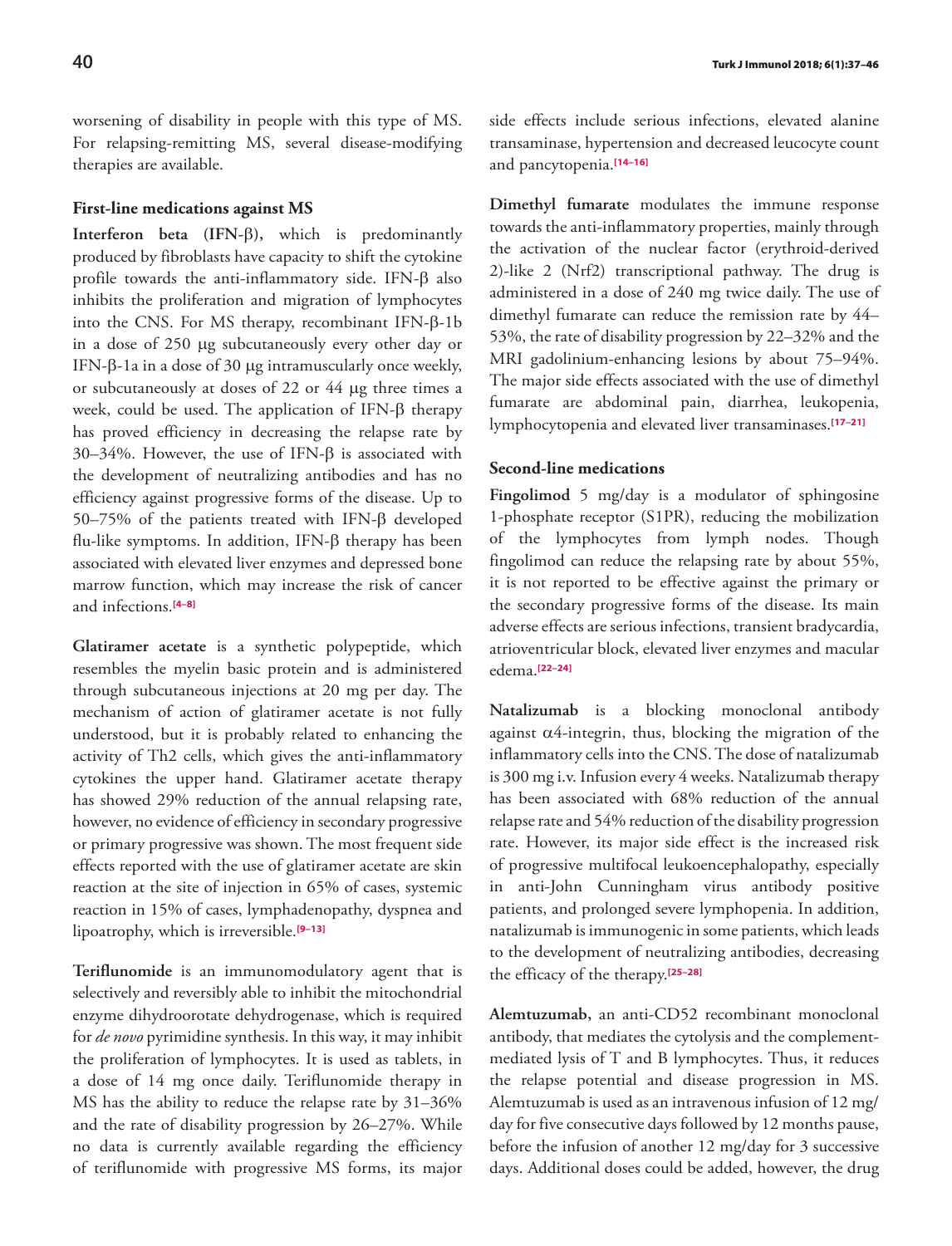worsening of disability in people with this type of MS. For relapsing-remitting MS, several disease-modifying therapies are available.

### First-line medications against MS

**Interferon beta (IFN-β),** which is predominantly produced by fibroblasts have capacity to shift the cytokine profile towards the anti-inflammatory side. IFN-β also inhibits the proliferation and migration of lymphocytes into the CNS. For MS therapy, recombinant IFN-β-1b in a dose of 250 μg subcutaneously every other day or IFN-β-1a in a dose of 30 μg intramuscularly once weekly, or subcutaneously at doses of 22 or 44 μg three times a week, could be used. The application of IFN-β therapy has proved efficiency in decreasing the relapse rate by 30–34%. However, the use of IFN-β is associated with the development of neutralizing antibodies and has no efficiency against progressive forms of the disease. Up to 50–75% of the patients treated with IFN-β developed flu-like symptoms. In addition, IFN-β therapy has been associated with elevated liver enzymes and depressed bone marrow function, which may increase the risk of cancer and infections.[4–8]

**Glatiramer acetate** is a synthetic polypeptide, which resembles the myelin basic protein and is administered through subcutaneous injections at 20 mg per day. The mechanism of action of glatiramer acetate is not fully understood, but it is probably related to enhancing the activity of Th2 cells, which gives the anti-inflammatory cytokines the upper hand. Glatiramer acetate therapy has showed 29% reduction of the annual relapsing rate, however, no evidence of efficiency in secondary progressive or primary progressive was shown. The most frequent side effects reported with the use of glatiramer acetate are skin reaction at the site of injection in 65% of cases, systemic reaction in 15% of cases, lymphadenopathy, dyspnea and lipoatrophy, which is irreversible.[9–13]

**Teriflunomide** is an immunomodulatory agent that is selectively and reversibly able to inhibit the mitochondrial enzyme dihydroorotate dehydrogenase, which is required for *de novo* pyrimidine synthesis. In this way, it may inhibit the proliferation of lymphocytes. It is used as tablets, in a dose of 14 mg once daily. Teriflunomide therapy in MS has the ability to reduce the relapse rate by 31–36% and the rate of disability progression by 26–27%. While no data is currently available regarding the efficiency of teriflunomide with progressive MS forms, its major side effects include serious infections, elevated alanine transaminase, hypertension and decreased leucocyte count and pancytopenia.[14–16]

**Dimethyl fumarate** modulates the immune response towards the anti-inflammatory properties, mainly through the activation of the nuclear factor (erythroid-derived 2)-like 2 (Nrf2) transcriptional pathway. The drug is administered in a dose of 240 mg twice daily. The use of dimethyl fumarate can reduce the remission rate by 44–53%, the rate of disability progression by 22–32% and the MRI gadolinium-enhancing lesions by about 75–94%. The major side effects associated with the use of dimethyl fumarate are abdominal pain, diarrhea, leukopenia, lymphocytopenia and elevated liver transaminases.[17–21]

### Second-line medications

**Fingolimod** 5 mg/day is a modulator of sphingosine 1-phosphate receptor (S1PR), reducing the mobilization of the lymphocytes from lymph nodes. Though fingolimod can reduce the relapsing rate by about 55%, it is not reported to be effective against the primary or the secondary progressive forms of the disease. Its main adverse effects are serious infections, transient bradycardia, atrioventricular block, elevated liver enzymes and macular edema.[22–24]

**Natalizumab** is a blocking monoclonal antibody against α4-integrin, thus, blocking the migration of the inflammatory cells into the CNS. The dose of natalizumab is 300 mg i.v. Infusion every 4 weeks. Natalizumab therapy has been associated with 68% reduction of the annual relapse rate and 54% reduction of the disability progression rate. However, its major side effect is the increased risk of progressive multifocal leukoencephalopathy, especially in anti-John Cunningham virus antibody positive patients, and prolonged severe lymphopenia. In addition, natalizumab is immunogenic in some patients, which leads to the development of neutralizing antibodies, decreasing the efficacy of the therapy.[25–28]

**Alemtuzumab**, an anti-CD52 recombinant monoclonal antibody, that mediates the cytolysis and the complement-mediated lysis of T and B lymphocytes. Thus, it reduces the relapse potential and disease progression in MS. Alemtuzumab is used as an intravenous infusion of 12 mg/day for five consecutive days followed by 12 months pause, before the infusion of another 12 mg/day for 3 successive days. Additional doses could be added, however, the drug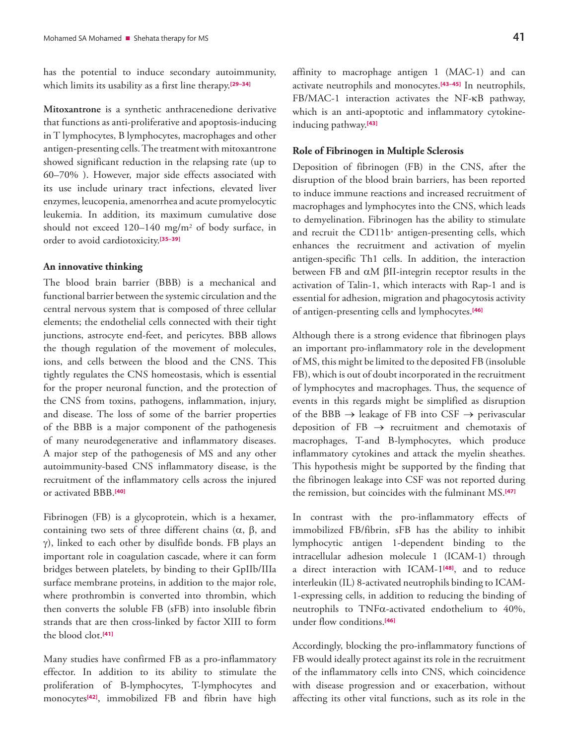has the potential to induce secondary autoimmunity, which limits its usability as a first line therapy.[29–34]

**Mitoxantrone** is a synthetic anthracenedione derivative that functions as anti-proliferative and apoptosis-inducing in T lymphocytes, B lymphocytes, macrophages and other antigen-presenting cells. The treatment with mitoxantrone showed significant reduction in the relapsing rate (up to 60–70% ). However, major side effects associated with its use include urinary tract infections, elevated liver enzymes, leucopenia, amenorrhea and acute promyelocytic leukemia. In addition, its maximum cumulative dose should not exceed 120–140 mg/m$^2$ of body surface, in order to avoid cardiotoxicity.[35–39]

### An innovative thinking

The blood brain barrier (BBB) is a mechanical and functional barrier between the systemic circulation and the central nervous system that is composed of three cellular elements; the endothelial cells connected with their tight junctions, astrocyte end-feet, and pericytes. BBB allows the though regulation of the movement of molecules, ions, and cells between the blood and the CNS. This tightly regulates the CNS homeostasis, which is essential for the proper neuronal function, and the protection of the CNS from toxins, pathogens, inflammation, injury, and disease. The loss of some of the barrier properties of the BBB is a major component of the pathogenesis of many neurodegenerative and inflammatory diseases. A major step of the pathogenesis of MS and any other autoimmunity-based CNS inflammatory disease, is the recruitment of the inflammatory cells across the injured or activated BBB.[40]

Fibrinogen (FB) is a glycoprotein, which is a hexamer, containing two sets of three different chains (α, β, and γ), linked to each other by disulfide bonds. FB plays an important role in coagulation cascade, where it can form bridges between platelets, by binding to their GpIIb/IIIa surface membrane proteins, in addition to the major role, where prothrombin is converted into thrombin, which then converts the soluble FB (sFB) into insoluble fibrin strands that are then cross-linked by factor XIII to form the blood clot.[41]

Many studies have confirmed FB as a pro-inflammatory effector. In addition to its ability to stimulate the proliferation of B-lymphocytes, T-lymphocytes and monocytes[42], immobilized FB and fibrin have high affinity to macrophage antigen 1 (MAC-1) and can activate neutrophils and monocytes.[43–45] In neutrophils, FB/MAC-1 interaction activates the NF-κB pathway, which is an anti-apoptotic and inflammatory cytokine-inducing pathway.[43]

### Role of Fibrinogen in Multiple Sclerosis

Deposition of fibrinogen (FB) in the CNS, after the disruption of the blood brain barriers, has been reported to induce immune reactions and increased recruitment of macrophages and lymphocytes into the CNS, which leads to demyelination. Fibrinogen has the ability to stimulate and recruit the CD11b$^+$ antigen-presenting cells, which enhances the recruitment and activation of myelin antigen-specific Th1 cells. In addition, the interaction between FB and αM βII-integrin receptor results in the activation of Talin-1, which interacts with Rap-1 and is essential for adhesion, migration and phagocytosis activity of antigen-presenting cells and lymphocytes.[46]

Although there is a strong evidence that fibrinogen plays an important pro-inflammatory role in the development of MS, this might be limited to the deposited FB (insoluble FB), which is out of doubt incorporated in the recruitment of lymphocytes and macrophages. Thus, the sequence of events in this regards might be simplified as disruption of the BBB → leakage of FB into CSF → perivascular deposition of FB → recruitment and chemotaxis of macrophages, T-and B-lymphocytes, which produce inflammatory cytokines and attack the myelin sheathes. This hypothesis might be supported by the finding that the fibrinogen leakage into CSF was not reported during the remission, but coincides with the fulminant MS.[47]

In contrast with the pro-inflammatory effects of immobilized FB/fibrin, sFB has the ability to inhibit lymphocytic antigen 1-dependent binding to the intracellular adhesion molecule 1 (ICAM-1) through a direct interaction with ICAM-1[48], and to reduce interleukin (IL) 8-activated neutrophils binding to ICAM-1-expressing cells, in addition to reducing the binding of neutrophils to TNFα-activated endothelium to 40%, under flow conditions.[46]

Accordingly, blocking the pro-inflammatory functions of FB would ideally protect against its role in the recruitment of the inflammatory cells into CNS, which coincidence with disease progression and or exacerbation, without affecting its other vital functions, such as its role in the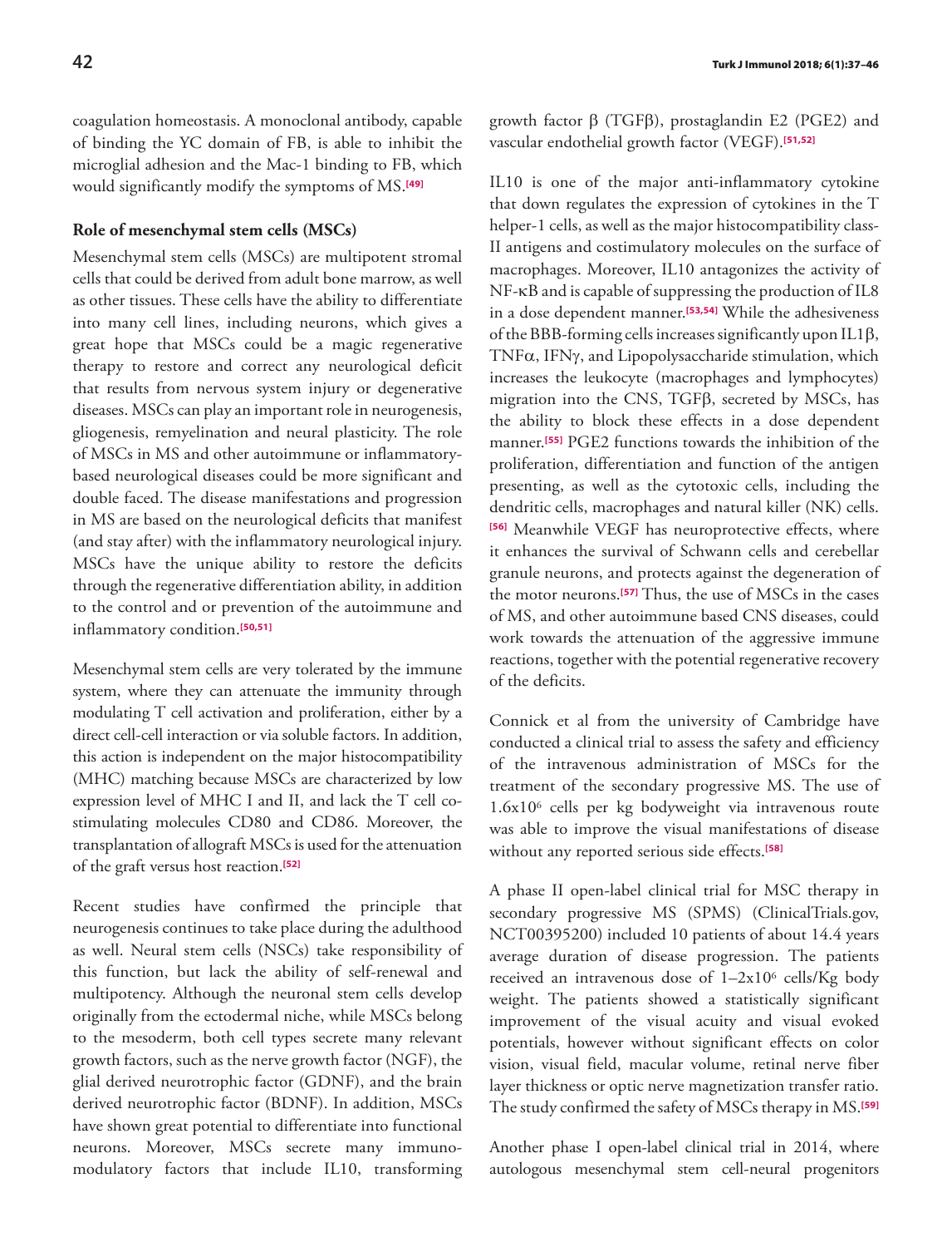coagulation homeostasis. A monoclonal antibody, capable of binding the YC domain of FB, is able to inhibit the microglial adhesion and the Mac-1 binding to FB, which would significantly modify the symptoms of MS.[49]

## Role of mesenchymal stem cells (MSCs)

Mesenchymal stem cells (MSCs) are multipotent stromal cells that could be derived from adult bone marrow, as well as other tissues. These cells have the ability to differentiate into many cell lines, including neurons, which gives a great hope that MSCs could be a magic regenerative therapy to restore and correct any neurological deficit that results from nervous system injury or degenerative diseases. MSCs can play an important role in neurogenesis, gliogenesis, remyelination and neural plasticity. The role of MSCs in MS and other autoimmune or inflammatory-based neurological diseases could be more significant and double faced. The disease manifestations and progression in MS are based on the neurological deficits that manifest (and stay after) with the inflammatory neurological injury. MSCs have the unique ability to restore the deficits through the regenerative differentiation ability, in addition to the control and or prevention of the autoimmune and inflammatory condition.[50,51]

Mesenchymal stem cells are very tolerated by the immune system, where they can attenuate the immunity through modulating T cell activation and proliferation, either by a direct cell-cell interaction or via soluble factors. In addition, this action is independent on the major histocompatibility (MHC) matching because MSCs are characterized by low expression level of MHC I and II, and lack the T cell co-stimulating molecules CD80 and CD86. Moreover, the transplantation of allograft MSCs is used for the attenuation of the graft versus host reaction.[52]

Recent studies have confirmed the principle that neurogenesis continues to take place during the adulthood as well. Neural stem cells (NSCs) take responsibility of this function, but lack the ability of self-renewal and multipotency. Although the neuronal stem cells develop originally from the ectodermal niche, while MSCs belong to the mesoderm, both cell types secrete many relevant growth factors, such as the nerve growth factor (NGF), the glial derived neurotrophic factor (GDNF), and the brain derived neurotrophic factor (BDNF). In addition, MSCs have shown great potential to differentiate into functional neurons. Moreover, MSCs secrete many immuno-modulatory factors that include IL10, transforming growth factor β (TGFβ), prostaglandin E2 (PGE2) and vascular endothelial growth factor (VEGF).[51,52]

IL10 is one of the major anti-inflammatory cytokine that down regulates the expression of cytokines in the T helper-1 cells, as well as the major histocompatibility class-II antigens and costimulatory molecules on the surface of macrophages. Moreover, IL10 antagonizes the activity of NF-κB and is capable of suppressing the production of IL8 in a dose dependent manner.[53,54] While the adhesiveness of the BBB-forming cells increases significantly upon IL1β, TNFα, IFNγ, and Lipopolysaccharide stimulation, which increases the leukocyte (macrophages and lymphocytes) migration into the CNS, TGFβ, secreted by MSCs, has the ability to block these effects in a dose dependent manner.[55] PGE2 functions towards the inhibition of the proliferation, differentiation and function of the antigen presenting, as well as the cytotoxic cells, including the dendritic cells, macrophages and natural killer (NK) cells.[56] Meanwhile VEGF has neuroprotective effects, where it enhances the survival of Schwann cells and cerebellar granule neurons, and protects against the degeneration of the motor neurons.[57] Thus, the use of MSCs in the cases of MS, and other autoimmune based CNS diseases, could work towards the attenuation of the aggressive immune reactions, together with the potential regenerative recovery of the deficits.

Connick et al from the university of Cambridge have conducted a clinical trial to assess the safety and efficiency of the intravenous administration of MSCs for the treatment of the secondary progressive MS. The use of $1.6 \times 10^6$ cells per kg bodyweight via intravenous route was able to improve the visual manifestations of disease without any reported serious side effects.[58]

A phase II open-label clinical trial for MSC therapy in secondary progressive MS (SPMS) (ClinicalTrials.gov, NCT00395200) included 10 patients of about 14.4 years average duration of disease progression. The patients received an intravenous dose of $1–2 \times 10^6$ cells/Kg body weight. The patients showed a statistically significant improvement of the visual acuity and visual evoked potentials, however without significant effects on color vision, visual field, macular volume, retinal nerve fiber layer thickness or optic nerve magnetization transfer ratio. The study confirmed the safety of MSCs therapy in MS.[59]

Another phase I open-label clinical trial in 2014, where autologous mesenchymal stem cell-neural progenitors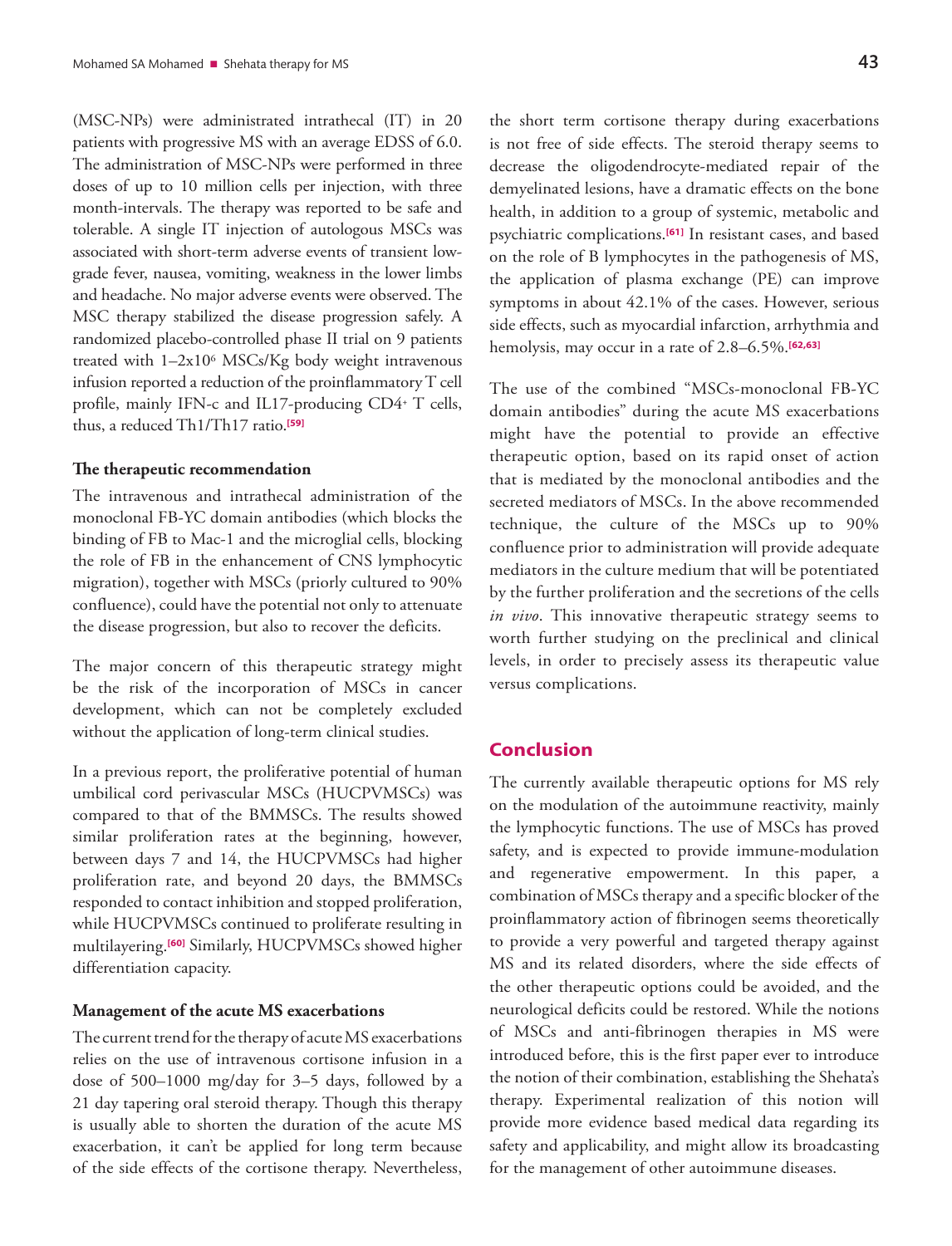(MSC-NPs) were administrated intrathecal (IT) in 20 patients with progressive MS with an average EDSS of 6.0. The administration of MSC-NPs were performed in three doses of up to 10 million cells per injection, with three month-intervals. The therapy was reported to be safe and tolerable. A single IT injection of autologous MSCs was associated with short-term adverse events of transient low-grade fever, nausea, vomiting, weakness in the lower limbs and headache. No major adverse events were observed. The MSC therapy stabilized the disease progression safely. A randomized placebo-controlled phase II trial on 9 patients treated with $1–2x10^6$ MSCs/Kg body weight intravenous infusion reported a reduction of the proinflammatory T cell profile, mainly IFN-c and IL17-producing $CD4^+$ T cells, thus, a reduced Th1/Th17 ratio.[59]

### The therapeutic recommendation

The intravenous and intrathecal administration of the monoclonal FB-YC domain antibodies (which blocks the binding of FB to Mac-1 and the microglial cells, blocking the role of FB in the enhancement of CNS lymphocytic migration), together with MSCs (priorly cultured to 90% confluence), could have the potential not only to attenuate the disease progression, but also to recover the deficits.

The major concern of this therapeutic strategy might be the risk of the incorporation of MSCs in cancer development, which can not be completely excluded without the application of long-term clinical studies.

In a previous report, the proliferative potential of human umbilical cord perivascular MSCs (HUCPVMSCs) was compared to that of the BMMSCs. The results showed similar proliferation rates at the beginning, however, between days 7 and 14, the HUCPVMSCs had higher proliferation rate, and beyond 20 days, the BMMSCs responded to contact inhibition and stopped proliferation, while HUCPVMSCs continued to proliferate resulting in multilayering.[60] Similarly, HUCPVMSCs showed higher differentiation capacity.

### Management of the acute MS exacerbations

The current trend for the therapy of acute MS exacerbations relies on the use of intravenous cortisone infusion in a dose of 500–1000 mg/day for 3–5 days, followed by a 21 day tapering oral steroid therapy. Though this therapy is usually able to shorten the duration of the acute MS exacerbation, it can't be applied for long term because of the side effects of the cortisone therapy. Nevertheless, the short term cortisone therapy during exacerbations is not free of side effects. The steroid therapy seems to decrease the oligodendrocyte-mediated repair of the demyelinated lesions, have a dramatic effects on the bone health, in addition to a group of systemic, metabolic and psychiatric complications.[61] In resistant cases, and based on the role of B lymphocytes in the pathogenesis of MS, the application of plasma exchange (PE) can improve symptoms in about 42.1% of the cases. However, serious side effects, such as myocardial infarction, arrhythmia and hemolysis, may occur in a rate of 2.8–6.5%.[62,63]

The use of the combined "MSCs-monoclonal FB-YC domain antibodies" during the acute MS exacerbations might have the potential to provide an effective therapeutic option, based on its rapid onset of action that is mediated by the monoclonal antibodies and the secreted mediators of MSCs. In the above recommended technique, the culture of the MSCs up to 90% confluence prior to administration will provide adequate mediators in the culture medium that will be potentiated by the further proliferation and the secretions of the cells *in vivo*. This innovative therapeutic strategy seems to worth further studying on the preclinical and clinical levels, in order to precisely assess its therapeutic value versus complications.

## Conclusion

The currently available therapeutic options for MS rely on the modulation of the autoimmune reactivity, mainly the lymphocytic functions. The use of MSCs has proved safety, and is expected to provide immune-modulation and regenerative empowerment. In this paper, a combination of MSCs therapy and a specific blocker of the proinflammatory action of fibrinogen seems theoretically to provide a very powerful and targeted therapy against MS and its related disorders, where the side effects of the other therapeutic options could be avoided, and the neurological deficits could be restored. While the notions of MSCs and anti-fibrinogen therapies in MS were introduced before, this is the first paper ever to introduce the notion of their combination, establishing the Shehata's therapy. Experimental realization of this notion will provide more evidence based medical data regarding its safety and applicability, and might allow its broadcasting for the management of other autoimmune diseases.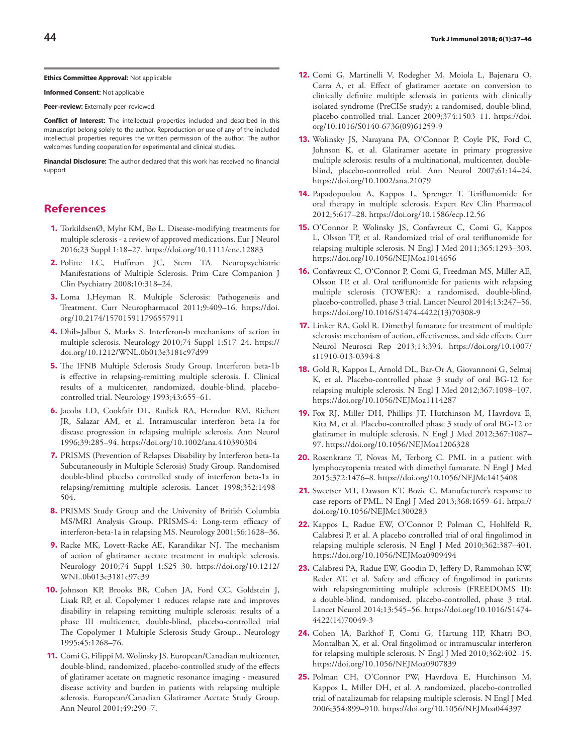**Ethics Committee Approval:** Not applicable

**Informed Consent:** Not applicable

**Peer-review:** Externally peer-reviewed.

**Conflict of Interest:** The intellectual properties included and described in this manuscript belong solely to the author. Reproduction or use of any of the included intellectual properties requires the written permission of the author. The author welcomes funding cooperation for experimental and clinical studies.

**Financial Disclosure:** The author declared that this work has received no financial support

## References

1. TorkildsenØ, Myhr KM, Bø L. Disease-modifying treatments for multiple sclerosis - a review of approved medications. Eur J Neurol 2016;23 Suppl 1:18–27. https://doi.org/10.1111/ene.12883
2. Politte LC, Huffman JC, Stern TA. Neuropsychiatric Manifestations of Multiple Sclerosis. Prim Care Companion J Clin Psychiatry 2008;10:318–24.
3. Loma I,Heyman R. Multiple Sclerosis: Pathogenesis and Treatment. Curr Neuropharmacol 2011;9:409–16. https://doi.org/10.2174/157015911796557911
4. Dhib-Jalbut S, Marks S. Interferon-b mechanisms of action in multiple sclerosis. Neurology 2010;74 Suppl 1:S17–24. https://doi.org/10.1212/WNL.0b013e3181c97d99
5. The IFNB Multiple Sclerosis Study Group. Interferon beta-1b is effective in relapsing-remitting multiple sclerosis. I. Clinical results of a multicenter, randomized, double-blind, placebo-controlled trial. Neurology 1993;43:655–61.
6. Jacobs LD, Cookfair DL, Rudick RA, Herndon RM, Richert JR, Salazar AM, et al. Intramuscular interferon beta-1a for disease progression in relapsing multiple sclerosis. Ann Neurol 1996;39:285–94. https://doi.org/10.1002/ana.410390304
7. PRISMS (Prevention of Relapses Disability by Interferon beta-1a Subcutaneously in Multiple Sclerosis) Study Group. Randomised double-blind placebo controlled study of interferon beta-1a in relapsing/remitting multiple sclerosis. Lancet 1998;352:1498–504.
8. PRISMS Study Group and the University of British Columbia MS/MRI Analysis Group. PRISMS-4: Long-term efficacy of interferon-beta-1a in relapsing MS. Neurology 2001;56:1628–36.
9. Racke MK, Lovett-Racke AE, Karandikar NJ. The mechanism of action of glatiramer acetate treatment in multiple sclerosis. Neurology 2010;74 Suppl 1:S25–30. https://doi.org/10.1212/WNL.0b013e3181c97e39
10. Johnson KP, Brooks BR, Cohen JA, Ford CC, Goldstein J, Lisak RP, et al. Copolymer 1 reduces relapse rate and improves disability in relapsing remitting multiple sclerosis: results of a phase III multicenter, double-blind, placebo-controlled trial The Copolymer 1 Multiple Sclerosis Study Group.. Neurology 1995;45:1268–76.
11. Comi G, Filippi M, Wolinsky JS. European/Canadian multicenter, double-blind, randomized, placebo-controlled study of the effects of glatiramer acetate on magnetic resonance imaging - measured disease activity and burden in patients with relapsing multiple sclerosis. European/Canadian Glatiramer Acetate Study Group. Ann Neurol 2001;49:290–7.
12. Comi G, Martinelli V, Rodegher M, Moiola L, Bajenaru O, Carra A, et al. Effect of glatiramer acetate on conversion to clinically definite multiple sclerosis in patients with clinically isolated syndrome (PreCISe study): a randomised, double-blind, placebo-controlled trial. Lancet 2009;374:1503–11. https://doi.org/10.1016/S0140-6736(09)61259-9
13. Wolinsky JS, Narayana PA, O'Connor P, Coyle PK, Ford C, Johnson K, et al. Glatiramer acetate in primary progressive multiple sclerosis: results of a multinational, multicenter, double-blind, placebo-controlled trial. Ann Neurol 2007;61:14–24. https://doi.org/10.1002/ana.21079
14. Papadopoulou A, Kappos L, Sprenger T. Teriflunomide for oral therapy in multiple sclerosis. Expert Rev Clin Pharmacol 2012;5:617–28. https://doi.org/10.1586/ecp.12.56
15. O'Connor P, Wolinsky JS, Confavreux C, Comi G, Kappos L, Olsson TP, et al. Randomized trial of oral teriflunomide for relapsing multiple sclerosis. N Engl J Med 2011;365:1293–303. https://doi.org/10.1056/NEJMoa1014656
16. Confavreux C, O'Connor P, Comi G, Freedman MS, Miller AE, Olsson TP, et al. Oral teriflunomide for patients with relapsing multiple sclerosis (TOWER): a randomised, double-blind, placebo-controlled, phase 3 trial. Lancet Neurol 2014;13:247–56. https://doi.org/10.1016/S1474-4422(13)70308-9
17. Linker RA, Gold R. Dimethyl fumarate for treatment of multiple sclerosis: mechanism of action, effectiveness, and side effects. Curr Neurol Neurosci Rep 2013;13:394. https://doi.org/10.1007/s11910-013-0394-8
18. Gold R, Kappos L, Arnold DL, Bar-Or A, Giovannoni G, Selmaj K, et al. Placebo-controlled phase 3 study of oral BG-12 for relapsing multiple sclerosis. N Engl J Med 2012;367:1098–107. https://doi.org/10.1056/NEJMoa1114287
19. Fox RJ, Miller DH, Phillips JT, Hutchinson M, Havrdova E, Kita M, et al. Placebo-controlled phase 3 study of oral BG-12 or glatiramer in multiple sclerosis. N Engl J Med 2012;367:1087–97. https://doi.org/10.1056/NEJMoa1206328
20. Rosenkranz T, Novas M, Terborg C. PML in a patient with lymphocytopenia treated with dimethyl fumarate. N Engl J Med 2015;372:1476–8. https://doi.org/10.1056/NEJMc1415408
21. Sweetser MT, Dawson KT, Bozic C. Manufacturer's response to case reports of PML. N Engl J Med 2013;368:1659–61. https://doi.org/10.1056/NEJMc1300283
22. Kappos L, Radue EW, O'Connor P, Polman C, Hohlfeld R, Calabresi P, et al. A placebo controlled trial of oral fingolimod in relapsing multiple sclerosis. N Engl J Med 2010;362:387–401. https://doi.org/10.1056/NEJMoa0909494
23. Calabresi PA, Radue EW, Goodin D, Jeffery D, Rammohan KW, Reder AT, et al. Safety and efficacy of fingolimod in patients with relapsingremitting multiple sclerosis (FREEDOMS II): a double-blind, randomised, placebo-controlled, phase 3 trial. Lancet Neurol 2014;13:545–56. https://doi.org/10.1016/S1474-4422(14)70049-3
24. Cohen JA, Barkhof F, Comi G, Hartung HP, Khatri BO, Montalban X, et al. Oral fingolimod or intramuscular interferon for relapsing multiple sclerosis. N Engl J Med 2010;362:402–15. https://doi.org/10.1056/NEJMoa0907839
25. Polman CH, O'Connor PW, Havrdova E, Hutchinson M, Kappos L, Miller DH, et al. A randomized, placebo-controlled trial of natalizumab for relapsing multiple sclerosis. N Engl J Med 2006;354:899–910. https://doi.org/10.1056/NEJMoa044397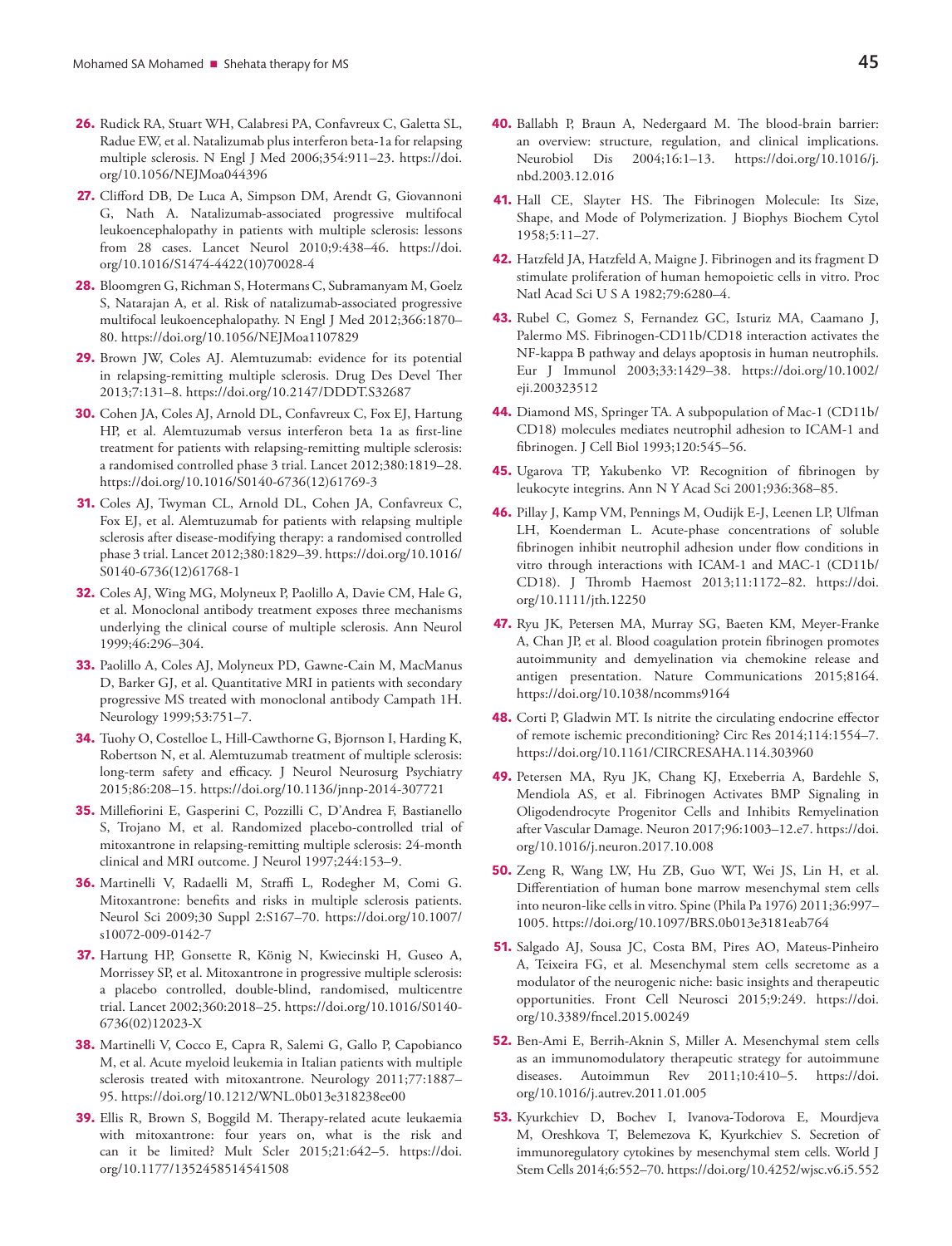26. Rudick RA, Stuart WH, Calabresi PA, Confavreux C, Galetta SL, Radue EW, et al. Natalizumab plus interferon beta-1a for relapsing multiple sclerosis. N Engl J Med 2006;354:911–23. https://doi.org/10.1056/NEJMoa044396

27. Clifford DB, De Luca A, Simpson DM, Arendt G, Giovannoni G, Nath A. Natalizumab-associated progressive multifocal leukoencephalopathy in patients with multiple sclerosis: lessons from 28 cases. Lancet Neurol 2010;9:438–46. https://doi.org/10.1016/S1474-4422(10)70028-4

28. Bloomgren G, Richman S, Hotermans C, Subramanyam M, Goelz S, Natarajan A, et al. Risk of natalizumab-associated progressive multifocal leukoencephalopathy. N Engl J Med 2012;366:1870–80. https://doi.org/10.1056/NEJMoa1107829

29. Brown JW, Coles AJ. Alemtuzumab: evidence for its potential in relapsing-remitting multiple sclerosis. Drug Des Devel Ther 2013;7:131–8. https://doi.org/10.2147/DDDT.S32687

30. Cohen JA, Coles AJ, Arnold DL, Confavreux C, Fox EJ, Hartung HP, et al. Alemtuzumab versus interferon beta 1a as first-line treatment for patients with relapsing-remitting multiple sclerosis: a randomised controlled phase 3 trial. Lancet 2012;380:1819–28. https://doi.org/10.1016/S0140-6736(12)61769-3

31. Coles AJ, Twyman CL, Arnold DL, Cohen JA, Confavreux C, Fox EJ, et al. Alemtuzumab for patients with relapsing multiple sclerosis after disease-modifying therapy: a randomised controlled phase 3 trial. Lancet 2012;380:1829–39. https://doi.org/10.1016/S0140-6736(12)61768-1

32. Coles AJ, Wing MG, Molyneux P, Paolillo A, Davie CM, Hale G, et al. Monoclonal antibody treatment exposes three mechanisms underlying the clinical course of multiple sclerosis. Ann Neurol 1999;46:296–304.

33. Paolillo A, Coles AJ, Molyneux PD, Gawne-Cain M, MacManus D, Barker GJ, et al. Quantitative MRI in patients with secondary progressive MS treated with monoclonal antibody Campath 1H. Neurology 1999;53:751–7.

34. Tuohy O, Costelloe L, Hill-Cawthorne G, Bjornson I, Harding K, Robertson N, et al. Alemtuzumab treatment of multiple sclerosis: long-term safety and efficacy. J Neurol Neurosurg Psychiatry 2015;86:208–15. https://doi.org/10.1136/jnnp-2014-307721

35. Millefiorini E, Gasperini C, Pozzilli C, D'Andrea F, Bastianello S, Trojano M, et al. Randomized placebo-controlled trial of mitoxantrone in relapsing-remitting multiple sclerosis: 24-month clinical and MRI outcome. J Neurol 1997;244:153–9.

36. Martinelli V, Radaelli M, Straffi L, Rodegher M, Comi G. Mitoxantrone: benefits and risks in multiple sclerosis patients. Neurol Sci 2009;30 Suppl 2:S167–70. https://doi.org/10.1007/s10072-009-0142-7

37. Hartung HP, Gonsette R, König N, Kwiecinski H, Guseo A, Morrissey SP, et al. Mitoxantrone in progressive multiple sclerosis: a placebo controlled, double-blind, randomised, multicentre trial. Lancet 2002;360:2018–25. https://doi.org/10.1016/S0140-6736(02)12023-X

38. Martinelli V, Cocco E, Capra R, Salemi G, Gallo P, Capobianco M, et al. Acute myeloid leukemia in Italian patients with multiple sclerosis treated with mitoxantrone. Neurology 2011;77:1887–95. https://doi.org/10.1212/WNL.0b013e318238ee00

39. Ellis R, Brown S, Boggild M. Therapy-related acute leukaemia with mitoxantrone: four years on, what is the risk and can it be limited? Mult Scler 2015;21:642–5. https://doi.org/10.1177/1352458514541508

40. Ballabh P, Braun A, Nedergaard M. The blood-brain barrier: an overview: structure, regulation, and clinical implications. Neurobiol Dis 2004;16:1–13. https://doi.org/10.1016/j.nbd.2003.12.016

41. Hall CE, Slayter HS. The Fibrinogen Molecule: Its Size, Shape, and Mode of Polymerization. J Biophys Biochem Cytol 1958;5:11–27.

42. Hatzfeld JA, Hatzfeld A, Maigne J. Fibrinogen and its fragment D stimulate proliferation of human hemopoietic cells in vitro. Proc Natl Acad Sci U S A 1982;79:6280–4.

43. Rubel C, Gomez S, Fernandez GC, Isturiz MA, Caamano J, Palermo MS. Fibrinogen-CD11b/CD18 interaction activates the NF-kappa B pathway and delays apoptosis in human neutrophils. Eur J Immunol 2003;33:1429–38. https://doi.org/10.1002/eji.200323512

44. Diamond MS, Springer TA. A subpopulation of Mac-1 (CD11b/CD18) molecules mediates neutrophil adhesion to ICAM-1 and fibrinogen. J Cell Biol 1993;120:545–56.

45. Ugarova TP, Yakubenko VP. Recognition of fibrinogen by leukocyte integrins. Ann N Y Acad Sci 2001;936:368–85.

46. Pillay J, Kamp VM, Pennings M, Oudijk E-J, Leenen LP, Ulfman LH, Koenderman L. Acute-phase concentrations of soluble fibrinogen inhibit neutrophil adhesion under flow conditions in vitro through interactions with ICAM-1 and MAC-1 (CD11b/CD18). J Thromb Haemost 2013;11:1172–82. https://doi.org/10.1111/jth.12250

47. Ryu JK, Petersen MA, Murray SG, Baeten KM, Meyer-Franke A, Chan JP, et al. Blood coagulation protein fibrinogen promotes autoimmunity and demyelination via chemokine release and antigen presentation. Nature Communications 2015;8164. https://doi.org/10.1038/ncomms9164

48. Corti P, Gladwin MT. Is nitrite the circulating endocrine effector of remote ischemic preconditioning? Circ Res 2014;114:1554–7. https://doi.org/10.1161/CIRCRESAHA.114.303960

49. Petersen MA, Ryu JK, Chang KJ, Etxeberria A, Bardehle S, Mendiola AS, et al. Fibrinogen Activates BMP Signaling in Oligodendrocyte Progenitor Cells and Inhibits Remyelination after Vascular Damage. Neuron 2017;96:1003–12.e7. https://doi.org/10.1016/j.neuron.2017.10.008

50. Zeng R, Wang LW, Hu ZB, Guo WT, Wei JS, Lin H, et al. Differentiation of human bone marrow mesenchymal stem cells into neuron-like cells in vitro. Spine (Phila Pa 1976) 2011;36:997–1005. https://doi.org/10.1097/BRS.0b013e3181eab764

51. Salgado AJ, Sousa JC, Costa BM, Pires AO, Mateus-Pinheiro A, Teixeira FG, et al. Mesenchymal stem cells secretome as a modulator of the neurogenic niche: basic insights and therapeutic opportunities. Front Cell Neurosci 2015;9:249. https://doi.org/10.3389/fncel.2015.00249

52. Ben-Ami E, Berrih-Aknin S, Miller A. Mesenchymal stem cells as an immunomodulatory therapeutic strategy for autoimmune diseases. Autoimmun Rev 2011;10:410–5. https://doi.org/10.1016/j.autrev.2011.01.005

53. Kyurkchiev D, Bochev I, Ivanova-Todorova E, Mourdjeva M, Oreshkova T, Belemezova K, Kyurkchiev S. Secretion of immunoregulatory cytokines by mesenchymal stem cells. World J Stem Cells 2014;6:552–70. https://doi.org/10.4252/wjsc.v6.i5.552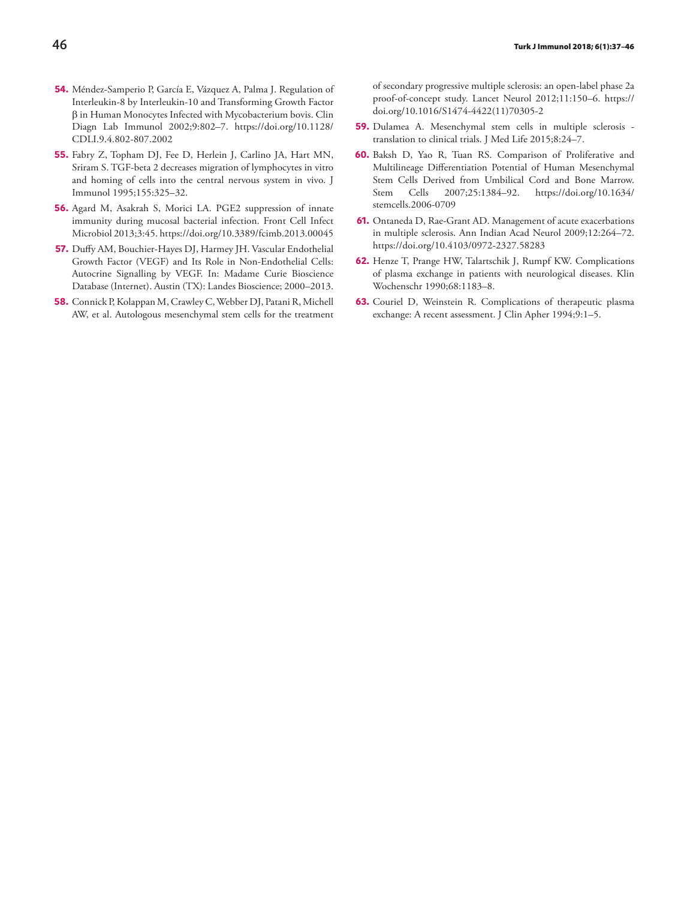54. Méndez-Samperio P, García E, Vázquez A, Palma J. Regulation of Interleukin-8 by Interleukin-10 and Transforming Growth Factor β in Human Monocytes Infected with Mycobacterium bovis. Clin Diagn Lab Immunol 2002;9:802–7. https://doi.org/10.1128/CDLI.9.4.802-807.2002

55. Fabry Z, Topham DJ, Fee D, Herlein J, Carlino JA, Hart MN, Sriram S. TGF-beta 2 decreases migration of lymphocytes in vitro and homing of cells into the central nervous system in vivo. J Immunol 1995;155:325–32.

56. Agard M, Asakrah S, Morici LA. PGE2 suppression of innate immunity during mucosal bacterial infection. Front Cell Infect Microbiol 2013;3:45. https://doi.org/10.3389/fcimb.2013.00045

57. Duffy AM, Bouchier-Hayes DJ, Harmey JH. Vascular Endothelial Growth Factor (VEGF) and Its Role in Non-Endothelial Cells: Autocrine Signalling by VEGF. In: Madame Curie Bioscience Database (Internet). Austin (TX): Landes Bioscience; 2000–2013.

58. Connick P, Kolappan M, Crawley C, Webber DJ, Patani R, Michell AW, et al. Autologous mesenchymal stem cells for the treatment of secondary progressive multiple sclerosis: an open-label phase 2a proof-of-concept study. Lancet Neurol 2012;11:150–6. https://doi.org/10.1016/S1474-4422(11)70305-2

59. Dulamea A. Mesenchymal stem cells in multiple sclerosis - translation to clinical trials. J Med Life 2015;8:24–7.

60. Baksh D, Yao R, Tuan RS. Comparison of Proliferative and Multilineage Differentiation Potential of Human Mesenchymal Stem Cells Derived from Umbilical Cord and Bone Marrow. Stem Cells 2007;25:1384–92. https://doi.org/10.1634/stemcells.2006-0709

61. Ontaneda D, Rae-Grant AD. Management of acute exacerbations in multiple sclerosis. Ann Indian Acad Neurol 2009;12:264–72. https://doi.org/10.4103/0972-2327.58283

62. Henze T, Prange HW, Talartschik J, Rumpf KW. Complications of plasma exchange in patients with neurological diseases. Klin Wochenschr 1990;68:1183–8.

63. Couriel D, Weinstein R. Complications of therapeutic plasma exchange: A recent assessment. J Clin Apher 1994;9:1–5.